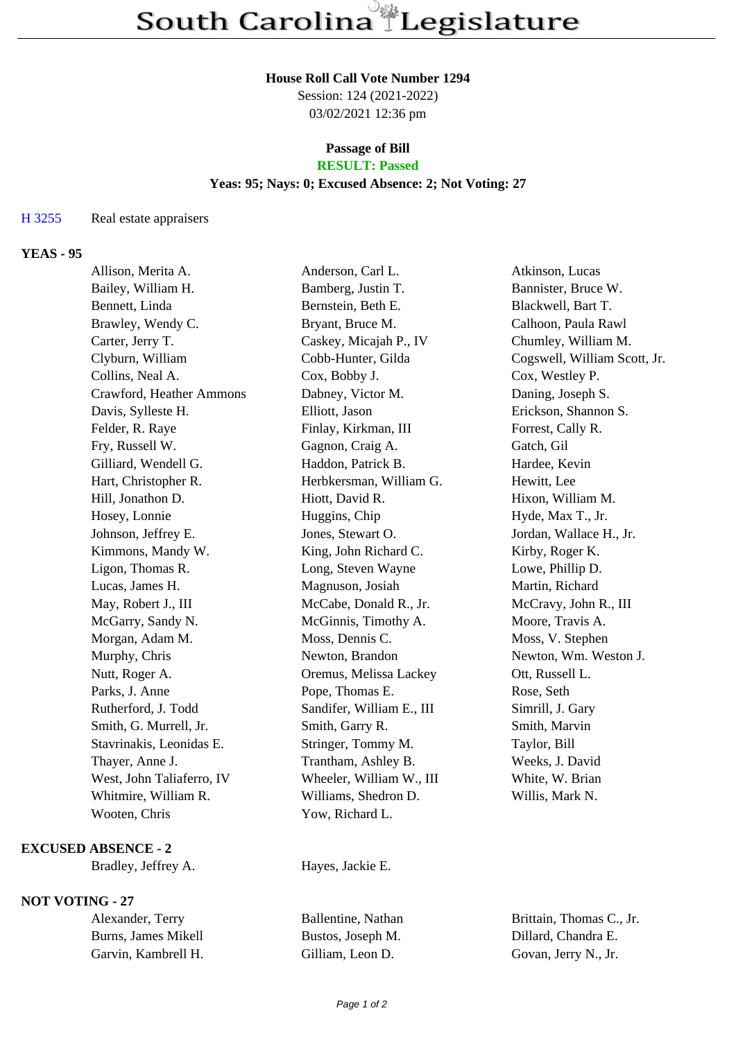# South Carolina Legislature

**House Roll Call Vote Number 1294**

Session: 124 (2021-2022)

03/02/2021 12:36 pm

**Passage of Bill**

**RESULT: Passed**

**Yeas: 95; Nays: 0; Excused Absence: 2; Not Voting: 27**

H 3255 Real estate appraisers

## YEAS - 95

| | | |
|---|---|---|
| Allison, Merita A. | Anderson, Carl L. | Atkinson, Lucas |
| Bailey, William H. | Bamberg, Justin T. | Bannister, Bruce W. |
| Bennett, Linda | Bernstein, Beth E. | Blackwell, Bart T. |
| Brawley, Wendy C. | Bryant, Bruce M. | Calhoon, Paula Rawl |
| Carter, Jerry T. | Caskey, Micajah P., IV | Chumley, William M. |
| Clyburn, William | Cobb-Hunter, Gilda | Cogswell, William Scott, Jr. |
| Collins, Neal A. | Cox, Bobby J. | Cox, Westley P. |
| Crawford, Heather Ammons | Dabney, Victor M. | Daning, Joseph S. |
| Davis, Sylleste H. | Elliott, Jason | Erickson, Shannon S. |
| Felder, R. Raye | Finlay, Kirkman, III | Forrest, Cally R. |
| Fry, Russell W. | Gagnon, Craig A. | Gatch, Gil |
| Gilliard, Wendell G. | Haddon, Patrick B. | Hardee, Kevin |
| Hart, Christopher R. | Herbkersman, William G. | Hewitt, Lee |
| Hill, Jonathon D. | Hiott, David R. | Hixon, William M. |
| Hosey, Lonnie | Huggins, Chip | Hyde, Max T., Jr. |
| Johnson, Jeffrey E. | Jones, Stewart O. | Jordan, Wallace H., Jr. |
| Kimmons, Mandy W. | King, John Richard C. | Kirby, Roger K. |
| Ligon, Thomas R. | Long, Steven Wayne | Lowe, Phillip D. |
| Lucas, James H. | Magnuson, Josiah | Martin, Richard |
| May, Robert J., III | McCabe, Donald R., Jr. | McCravy, John R., III |
| McGarry, Sandy N. | McGinnis, Timothy A. | Moore, Travis A. |
| Morgan, Adam M. | Moss, Dennis C. | Moss, V. Stephen |
| Murphy, Chris | Newton, Brandon | Newton, Wm. Weston J. |
| Nutt, Roger A. | Oremus, Melissa Lackey | Ott, Russell L. |
| Parks, J. Anne | Pope, Thomas E. | Rose, Seth |
| Rutherford, J. Todd | Sandifer, William E., III | Simrill, J. Gary |
| Smith, G. Murrell, Jr. | Smith, Garry R. | Smith, Marvin |
| Stavrinakis, Leonidas E. | Stringer, Tommy M. | Taylor, Bill |
| Thayer, Anne J. | Trantham, Ashley B. | Weeks, J. David |
| West, John Taliaferro, IV | Wheeler, William W., III | White, W. Brian |
| Whitmire, William R. | Williams, Shedron D. | Willis, Mark N. |
| Wooten, Chris | Yow, Richard L. | |

## EXCUSED ABSENCE - 2

| | |
|---|---|
| Bradley, Jeffrey A. | Hayes, Jackie E. |

## NOT VOTING - 27

| | | |
|---|---|---|
| Alexander, Terry | Ballentine, Nathan | Brittain, Thomas C., Jr. |
| Burns, James Mikell | Bustos, Joseph M. | Dillard, Chandra E. |
| Garvin, Kambrell H. | Gilliam, Leon D. | Govan, Jerry N., Jr. |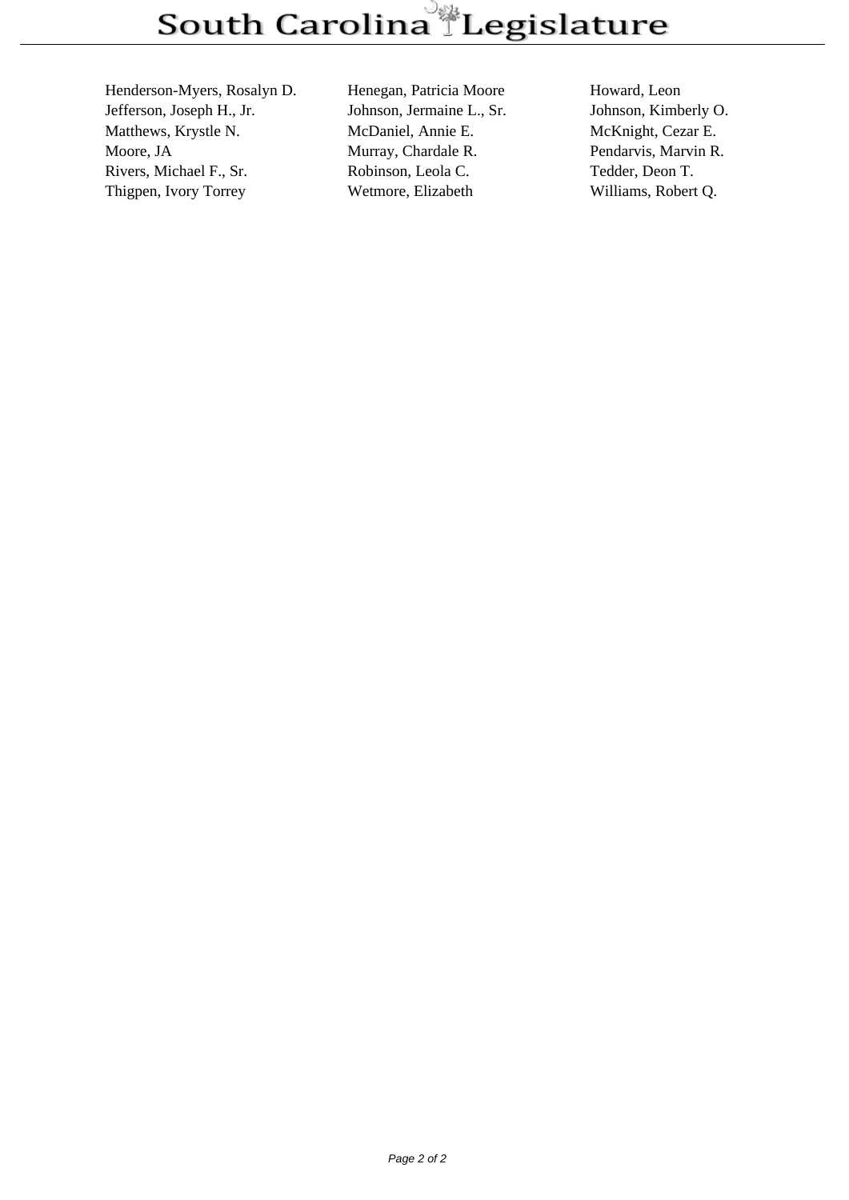Henderson-Myers, Rosalyn D.
Henegan, Patricia Moore
Howard, Leon
Jefferson, Joseph H., Jr.
Johnson, Jermaine L., Sr.
Johnson, Kimberly O.
Matthews, Krystle N.
McDaniel, Annie E.
McKnight, Cezar E.
Moore, JA
Murray, Chardale R.
Pendarvis, Marvin R.
Rivers, Michael F., Sr.
Robinson, Leola C.
Tedder, Deon T.
Thigpen, Ivory Torrey
Wetmore, Elizabeth
Williams, Robert Q.